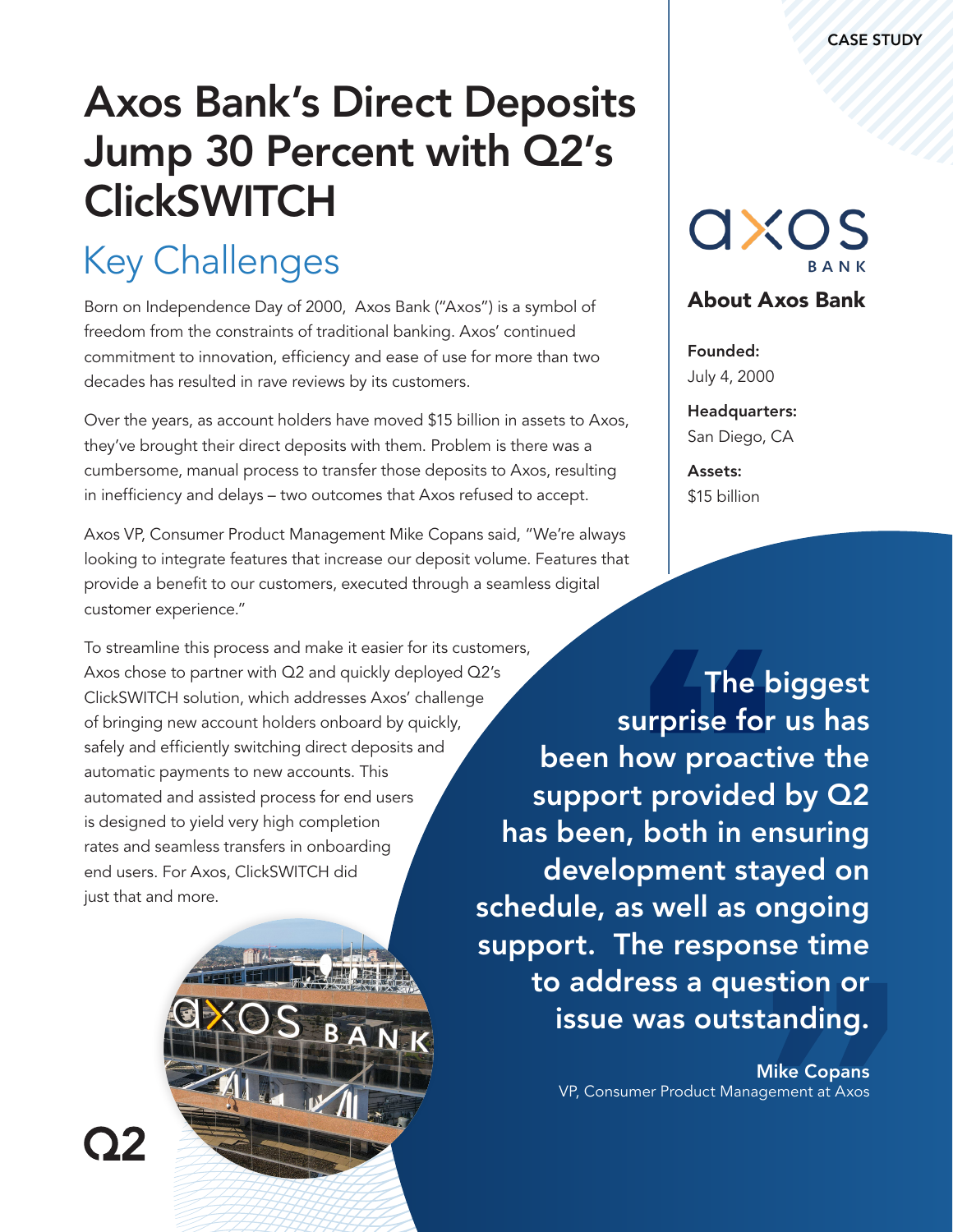CASE STUDY

# Axos Bank's Direct Deposits Jump 30 Percent with Q2's ClickSWITCH

## Key Challenges

Born on Independence Day of 2000, Axos Bank ("Axos") is a symbol of freedom from the constraints of traditional banking. Axos' continued commitment to innovation, efficiency and ease of use for more than two decades has resulted in rave reviews by its customers.

Over the years, as account holders have moved $15 billion in assets to Axos, they've brought their direct deposits with them. Problem is there was a cumbersome, manual process to transfer those deposits to Axos, resulting in inefficiency and delays – two outcomes that Axos refused to accept.

Axos VP, Consumer Product Management Mike Copans said, "We're always looking to integrate features that increase our deposit volume. Features that provide a benefit to our customers, executed through a seamless digital customer experience."

To streamline this process and make it easier for its customers, Axos chose to partner with Q2 and quickly deployed Q2's ClickSWITCH solution, which addresses Axos' challenge of bringing new account holders onboard by quickly, safely and efficiently switching direct deposits and automatic payments to new accounts. This automated and assisted process for end users is designed to yield very high completion rates and seamless transfers in onboarding end users. For Axos, ClickSWITCH did just that and more.

### About Axos Bank

**Founded:**
July 4, 2000

**Headquarters:**
San Diego, CA

**Assets:**
$15 billion

> **The biggest surprise for us has been how proactive the support provided by Q2 has been, both in ensuring development stayed on schedule, as well as ongoing support. The response time to address a question or issue was outstanding.**
>
> **Mike Copans**
> VP, Consumer Product Management at Axos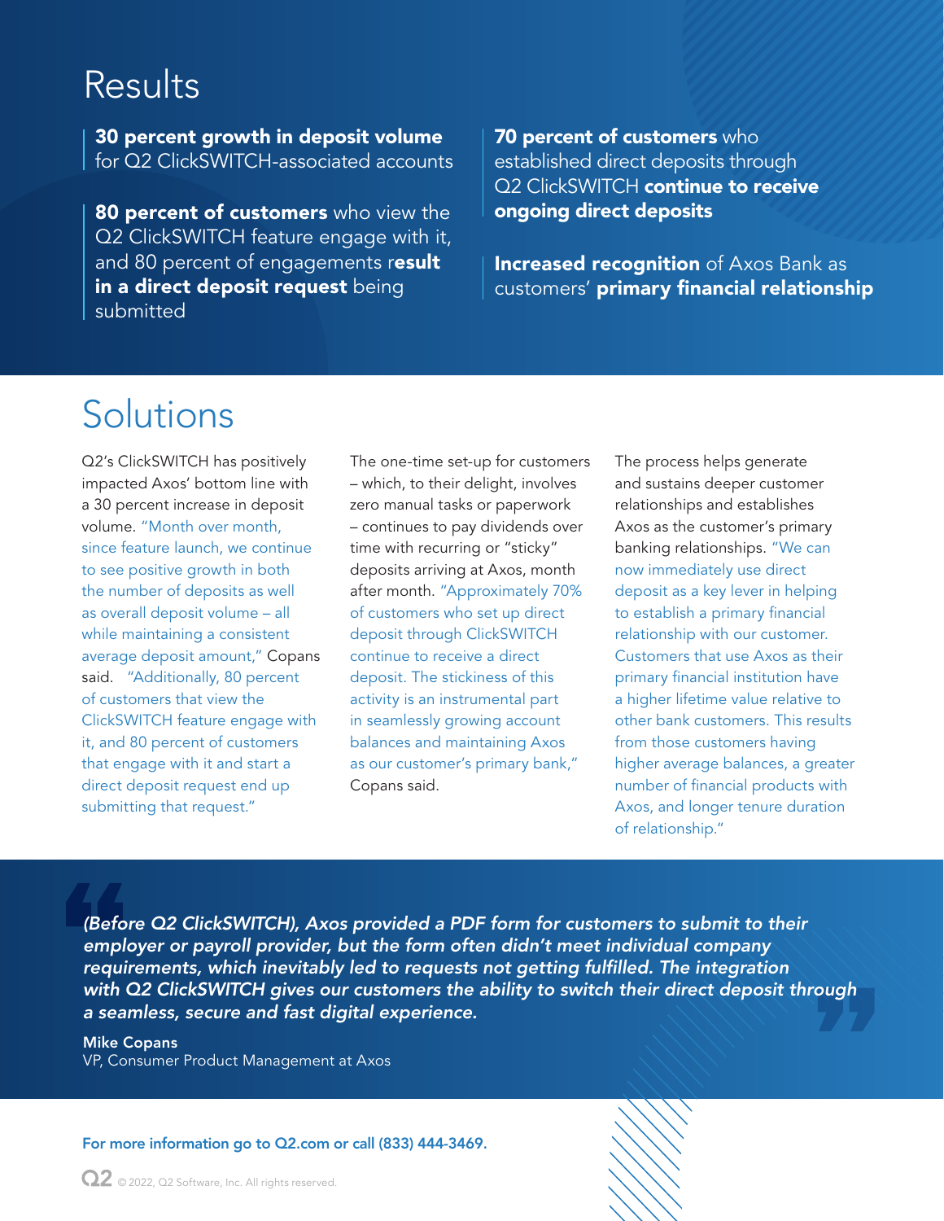# Results

**30 percent growth in deposit volume** for Q2 ClickSWITCH-associated accounts

**80 percent of customers** who view the Q2 ClickSWITCH feature engage with it, and 80 percent of engagements r**esult in a direct deposit request** being submitted

**70 percent of customers** who established direct deposits through Q2 ClickSWITCH **continue to receive ongoing direct deposits**

**Increased recognition** of Axos Bank as customers' **primary financial relationship**

# Solutions

Q2's ClickSWITCH has positively impacted Axos' bottom line with a 30 percent increase in deposit volume. "Month over month, since feature launch, we continue to see positive growth in both the number of deposits as well as overall deposit volume – all while maintaining a consistent average deposit amount," Copans said. "Additionally, 80 percent of customers that view the ClickSWITCH feature engage with it, and 80 percent of customers that engage with it and start a direct deposit request end up submitting that request."

The one-time set-up for customers – which, to their delight, involves zero manual tasks or paperwork – continues to pay dividends over time with recurring or "sticky" deposits arriving at Axos, month after month. "Approximately 70% of customers who set up direct deposit through ClickSWITCH continue to receive a direct deposit. The stickiness of this activity is an instrumental part in seamlessly growing account balances and maintaining Axos as our customer's primary bank," Copans said.

The process helps generate and sustains deeper customer relationships and establishes Axos as the customer's primary banking relationships. "We can now immediately use direct deposit as a key lever in helping to establish a primary financial relationship with our customer. Customers that use Axos as their primary financial institution have a higher lifetime value relative to other bank customers. This results from those customers having higher average balances, a greater number of financial products with Axos, and longer tenure duration of relationship."

*(Before Q2 ClickSWITCH), Axos provided a PDF form for customers to submit to their employer or payroll provider, but the form often didn't meet individual company requirements, which inevitably led to requests not getting fulfilled. The integration with Q2 ClickSWITCH gives our customers the ability to switch their direct deposit through a seamless, secure and fast digital experience.*

**Mike Copans**
VP, Consumer Product Management at Axos

**For more information go to Q2.com or call (833) 444-3469.**

© 2022, Q2 Software, Inc. All rights reserved.